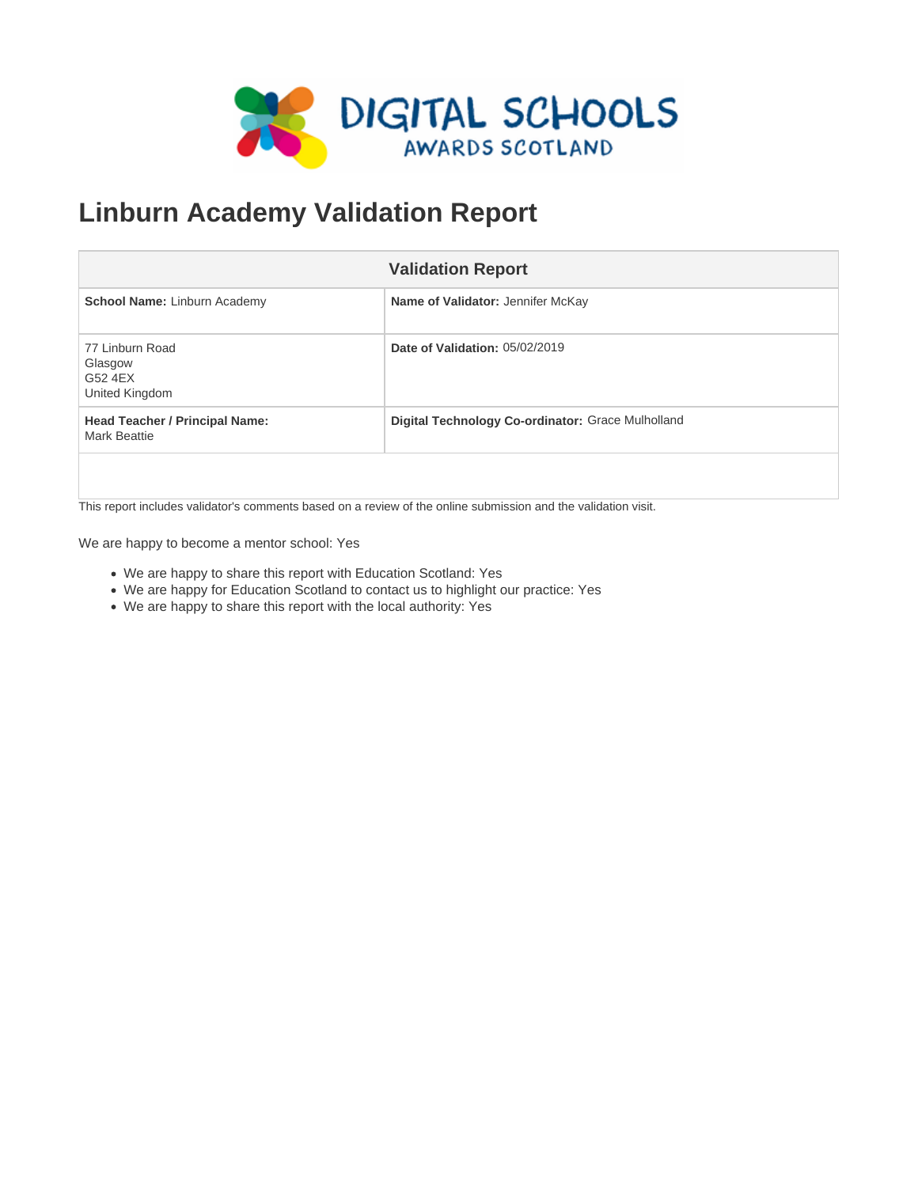# Linburn Academy Validation Report

| Validation Report | |
|---|---|
| **School Name:** Linburn Academy | **Name of Validator:** Jennifer McKay |
| 77 Linburn Road<br>Glasgow<br>G52 4EX<br>United Kingdom | **Date of Validation:** 05/02/2019 |
| **Head Teacher / Principal Name:** Mark Beattie | **Digital Technology Co-ordinator:** Grace Mulholland |
| | |

This report includes validator's comments based on a review of the online submission and the validation visit.

We are happy to become a mentor school: Yes

- We are happy to share this report with Education Scotland: Yes
- We are happy for Education Scotland to contact us to highlight our practice: Yes
- We are happy to share this report with the local authority: Yes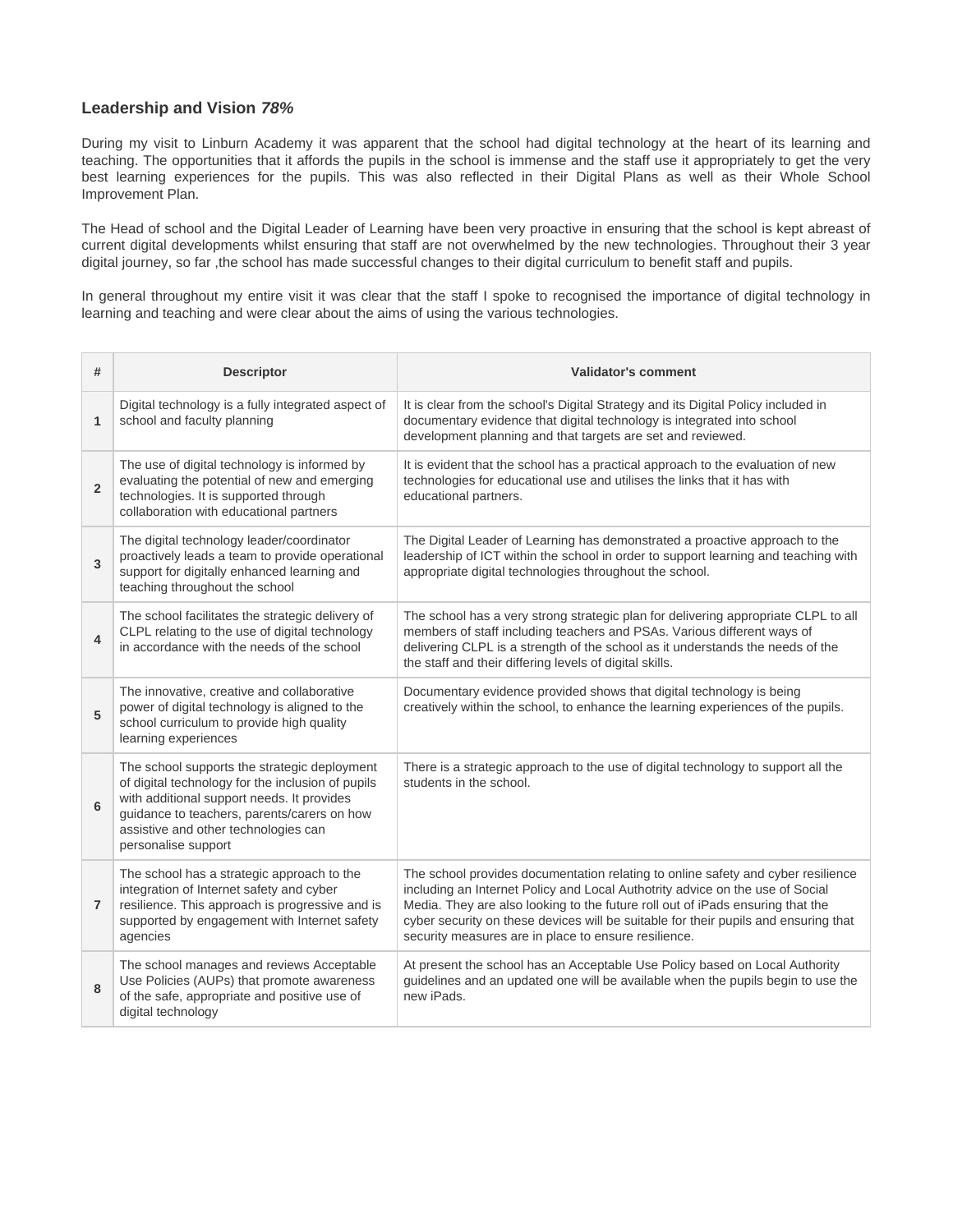## Leadership and Vision *78%*

During my visit to Linburn Academy it was apparent that the school had digital technology at the heart of its learning and teaching. The opportunities that it affords the pupils in the school is immense and the staff use it appropriately to get the very best learning experiences for the pupils. This was also reflected in their Digital Plans as well as their Whole School Improvement Plan.

The Head of school and the Digital Leader of Learning have been very proactive in ensuring that the school is kept abreast of current digital developments whilst ensuring that staff are not overwhelmed by the new technologies. Throughout their 3 year digital journey, so far ,the school has made successful changes to their digital curriculum to benefit staff and pupils.

In general throughout my entire visit it was clear that the staff I spoke to recognised the importance of digital technology in learning and teaching and were clear about the aims of using the various technologies.

| # | Descriptor | Validator's comment |
|---|---|---|
| 1 | Digital technology is a fully integrated aspect of school and faculty planning | It is clear from the school's Digital Strategy and its Digital Policy included in documentary evidence that digital technology is integrated into school development planning and that targets are set and reviewed. |
| 2 | The use of digital technology is informed by evaluating the potential of new and emerging technologies. It is supported through collaboration with educational partners | It is evident that the school has a practical approach to the evaluation of new technologies for educational use and utilises the links that it has with educational partners. |
| 3 | The digital technology leader/coordinator proactively leads a team to provide operational support for digitally enhanced learning and teaching throughout the school | The Digital Leader of Learning has demonstrated a proactive approach to the leadership of ICT within the school in order to support learning and teaching with appropriate digital technologies throughout the school. |
| 4 | The school facilitates the strategic delivery of CLPL relating to the use of digital technology in accordance with the needs of the school | The school has a very strong strategic plan for delivering appropriate CLPL to all members of staff including teachers and PSAs. Various different ways of delivering CLPL is a strength of the school as it understands the needs of the the staff and their differing levels of digital skills. |
| 5 | The innovative, creative and collaborative power of digital technology is aligned to the school curriculum to provide high quality learning experiences | Documentary evidence provided shows that digital technology is being creatively within the school, to enhance the learning experiences of the pupils. |
| 6 | The school supports the strategic deployment of digital technology for the inclusion of pupils with additional support needs. It provides guidance to teachers, parents/carers on how assistive and other technologies can personalise support | There is a strategic approach to the use of digital technology to support all the students in the school. |
| 7 | The school has a strategic approach to the integration of Internet safety and cyber resilience. This approach is progressive and is supported by engagement with Internet safety agencies | The school provides documentation relating to online safety and cyber resilience including an Internet Policy and Local Authotrity advice on the use of Social Media. They are also looking to the future roll out of iPads ensuring that the cyber security on these devices will be suitable for their pupils and ensuring that security measures are in place to ensure resilience. |
| 8 | The school manages and reviews Acceptable Use Policies (AUPs) that promote awareness of the safe, appropriate and positive use of digital technology | At present the school has an Acceptable Use Policy based on Local Authority guidelines and an updated one will be available when the pupils begin to use the new iPads. |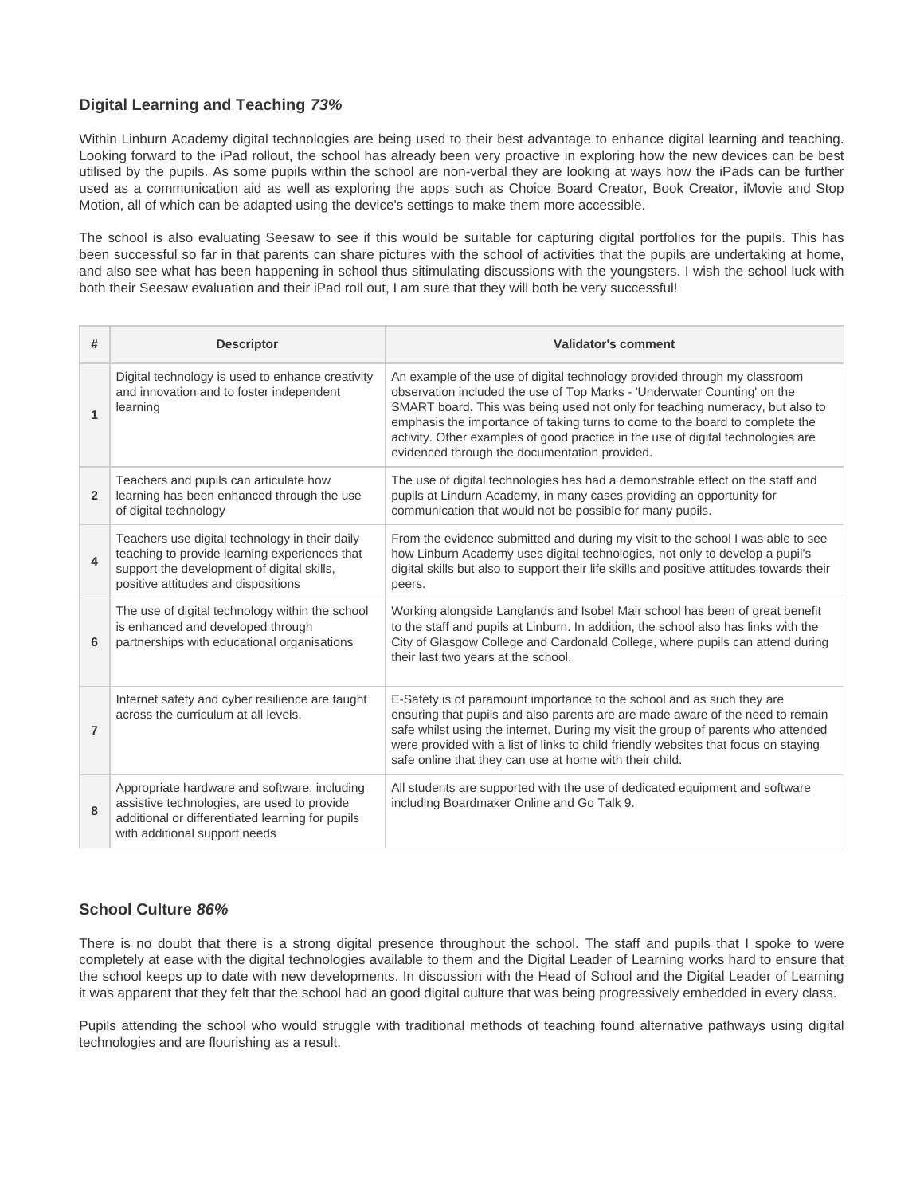### Digital Learning and Teaching *73%*

Within Linburn Academy digital technologies are being used to their best advantage to enhance digital learning and teaching. Looking forward to the iPad rollout, the school has already been very proactive in exploring how the new devices can be best utilised by the pupils. As some pupils within the school are non-verbal they are looking at ways how the iPads can be further used as a communication aid as well as exploring the apps such as Choice Board Creator, Book Creator, iMovie and Stop Motion, all of which can be adapted using the device's settings to make them more accessible.

The school is also evaluating Seesaw to see if this would be suitable for capturing digital portfolios for the pupils. This has been successful so far in that parents can share pictures with the school of activities that the pupils are undertaking at home, and also see what has been happening in school thus stimulating discussions with the youngsters. I wish the school luck with both their Seesaw evaluation and their iPad roll out, I am sure that they will both be very successful!

| # | Descriptor | Validator's comment |
|---|---|---|
| 1 | Digital technology is used to enhance creativity and innovation and to foster independent learning | An example of the use of digital technology provided through my classroom observation included the use of Top Marks - 'Underwater Counting' on the SMART board. This was being used not only for teaching numeracy, but also to emphasis the importance of taking turns to come to the board to complete the activity. Other examples of good practice in the use of digital technologies are evidenced through the documentation provided. |
| 2 | Teachers and pupils can articulate how learning has been enhanced through the use of digital technology | The use of digital technologies has had a demonstrable effect on the staff and pupils at Lindurn Academy, in many cases providing an opportunity for communication that would not be possible for many pupils. |
| 4 | Teachers use digital technology in their daily teaching to provide learning experiences that support the development of digital skills, positive attitudes and dispositions | From the evidence submitted and during my visit to the school I was able to see how Linburn Academy uses digital technologies, not only to develop a pupil's digital skills but also to support their life skills and positive attitudes towards their peers. |
| 6 | The use of digital technology within the school is enhanced and developed through partnerships with educational organisations | Working alongside Langlands and Isobel Mair school has been of great benefit to the staff and pupils at Linburn. In addition, the school also has links with the City of Glasgow College and Cardonald College, where pupils can attend during their last two years at the school. |
| 7 | Internet safety and cyber resilience are taught across the curriculum at all levels. | E-Safety is of paramount importance to the school and as such they are ensuring that pupils and also parents are are made aware of the need to remain safe whilst using the internet. During my visit the group of parents who attended were provided with a list of links to child friendly websites that focus on staying safe online that they can use at home with their child. |
| 8 | Appropriate hardware and software, including assistive technologies, are used to provide additional or differentiated learning for pupils with additional support needs | All students are supported with the use of dedicated equipment and software including Boardmaker Online and Go Talk 9. |

### School Culture *86%*

There is no doubt that there is a strong digital presence throughout the school. The staff and pupils that I spoke to were completely at ease with the digital technologies available to them and the Digital Leader of Learning works hard to ensure that the school keeps up to date with new developments. In discussion with the Head of School and the Digital Leader of Learning it was apparent that they felt that the school had an good digital culture that was being progressively embedded in every class.

Pupils attending the school who would struggle with traditional methods of teaching found alternative pathways using digital technologies and are flourishing as a result.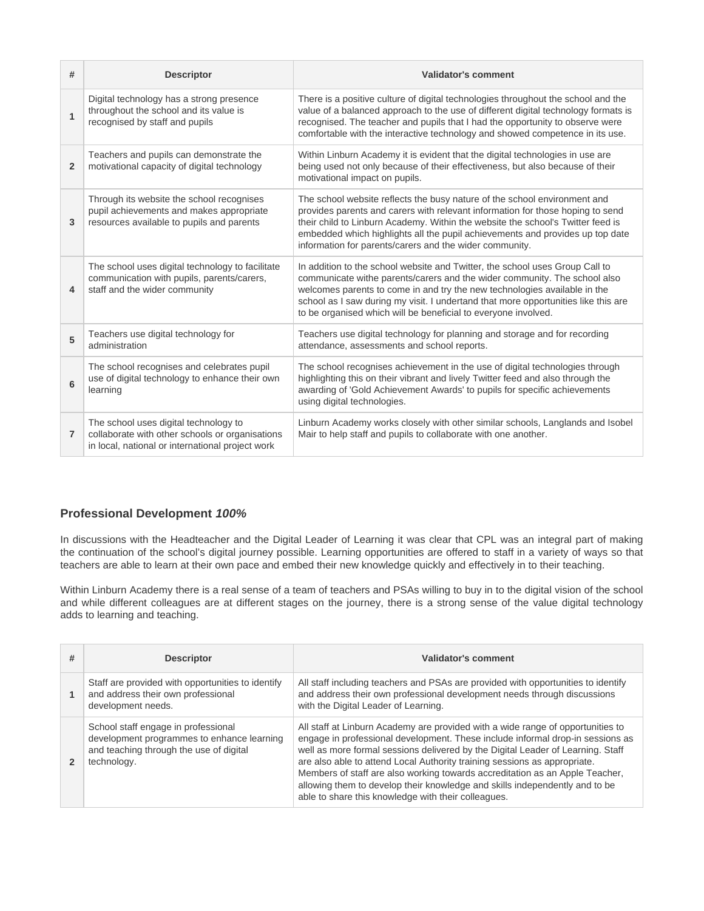| # | Descriptor | Validator's comment |
|---|---|---|
| 1 | Digital technology has a strong presence throughout the school and its value is recognised by staff and pupils | There is a positive culture of digital technologies throughout the school and the value of a balanced approach to the use of different digital technology formats is recognised. The teacher and pupils that I had the opportunity to observe were comfortable with the interactive technology and showed competence in its use. |
| 2 | Teachers and pupils can demonstrate the motivational capacity of digital technology | Within Linburn Academy it is evident that the digital technologies in use are being used not only because of their effectiveness, but also because of their motivational impact on pupils. |
| 3 | Through its website the school recognises pupil achievements and makes appropriate resources available to pupils and parents | The school website reflects the busy nature of the school environment and provides parents and carers with relevant information for those hoping to send their child to Linburn Academy. Within the website the school's Twitter feed is embedded which highlights all the pupil achievements and provides up top date information for parents/carers and the wider community. |
| 4 | The school uses digital technology to facilitate communication with pupils, parents/carers, staff and the wider community | In addition to the school website and Twitter, the school uses Group Call to communicate withe parents/carers and the wider community. The school also welcomes parents to come in and try the new technologies available in the school as I saw during my visit. I undertand that more opportunities like this are to be organised which will be beneficial to everyone involved. |
| 5 | Teachers use digital technology for administration | Teachers use digital technology for planning and storage and for recording attendance, assessments and school reports. |
| 6 | The school recognises and celebrates pupil use of digital technology to enhance their own learning | The school recognises achievement in the use of digital technologies through highlighting this on their vibrant and lively Twitter feed and also through the awarding of 'Gold Achievement Awards' to pupils for specific achievements using digital technologies. |
| 7 | The school uses digital technology to collaborate with other schools or organisations in local, national or international project work | Linburn Academy works closely with other similar schools, Langlands and Isobel Mair to help staff and pupils to collaborate with one another. |

### Professional Development *100%*

In discussions with the Headteacher and the Digital Leader of Learning it was clear that CPL was an integral part of making the continuation of the school's digital journey possible. Learning opportunities are offered to staff in a variety of ways so that teachers are able to learn at their own pace and embed their new knowledge quickly and effectively in to their teaching.

Within Linburn Academy there is a real sense of a team of teachers and PSAs willing to buy in to the digital vision of the school and while different colleagues are at different stages on the journey, there is a strong sense of the value digital technology adds to learning and teaching.

| # | Descriptor | Validator's comment |
|---|---|---|
| 1 | Staff are provided with opportunities to identify and address their own professional development needs. | All staff including teachers and PSAs are provided with opportunities to identify and address their own professional development needs through discussions with the Digital Leader of Learning. |
| 2 | School staff engage in professional development programmes to enhance learning and teaching through the use of digital technology. | All staff at Linburn Academy are provided with a wide range of opportunities to engage in professional development. These include informal drop-in sessions as well as more formal sessions delivered by the Digital Leader of Learning. Staff are also able to attend Local Authority training sessions as appropriate. Members of staff are also working towards accreditation as an Apple Teacher, allowing them to develop their knowledge and skills independently and to be able to share this knowledge with their colleagues. |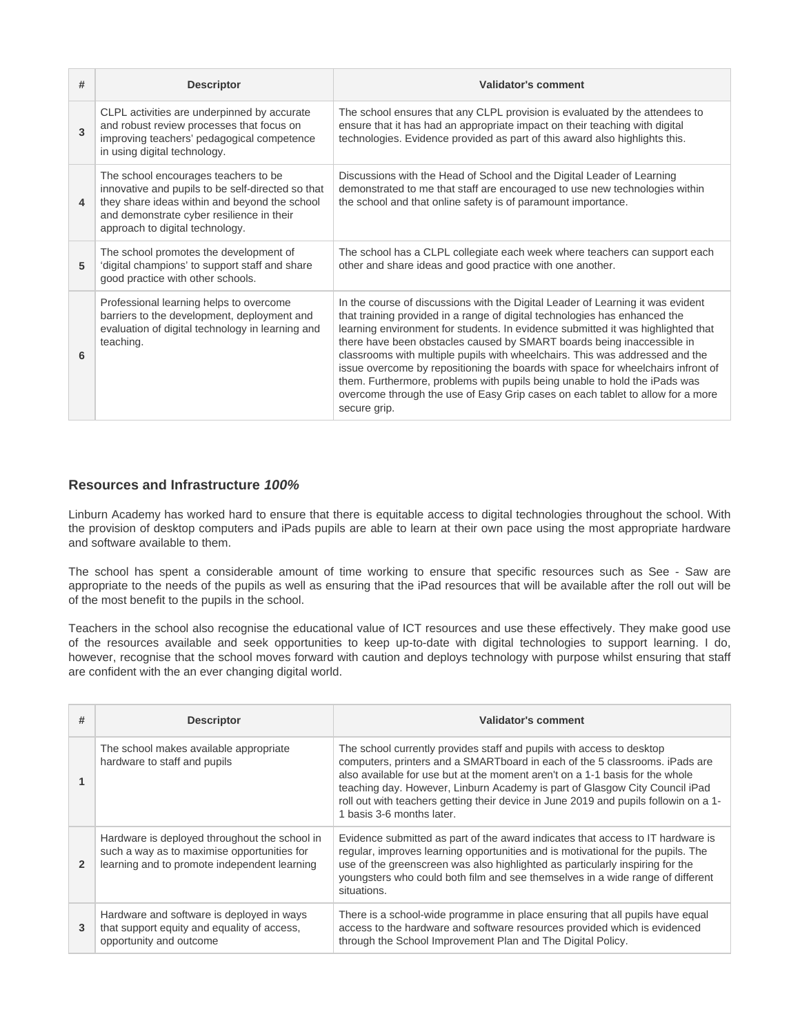| # | Descriptor | Validator's comment |
| --- | --- | --- |
| 3 | CLPL activities are underpinned by accurate and robust review processes that focus on improving teachers' pedagogical competence in using digital technology. | The school ensures that any CLPL provision is evaluated by the attendees to ensure that it has had an appropriate impact on their teaching with digital technologies. Evidence provided as part of this award also highlights this. |
| 4 | The school encourages teachers to be innovative and pupils to be self-directed so that they share ideas within and beyond the school and demonstrate cyber resilience in their approach to digital technology. | Discussions with the Head of School and the Digital Leader of Learning demonstrated to me that staff are encouraged to use new technologies within the school and that online safety is of paramount importance. |
| 5 | The school promotes the development of 'digital champions' to support staff and share good practice with other schools. | The school has a CLPL collegiate each week where teachers can support each other and share ideas and good practice with one another. |
| 6 | Professional learning helps to overcome barriers to the development, deployment and evaluation of digital technology in learning and teaching. | In the course of discussions with the Digital Leader of Learning it was evident that training provided in a range of digital technologies has enhanced the learning environment for students. In evidence submitted it was highlighted that there have been obstacles caused by SMART boards being inaccessible in classrooms with multiple pupils with wheelchairs. This was addressed and the issue overcome by repositioning the boards with space for wheelchairs infront of them. Furthermore, problems with pupils being unable to hold the iPads was overcome through the use of Easy Grip cases on each tablet to allow for a more secure grip. |

### Resources and Infrastructure *100%*

Linburn Academy has worked hard to ensure that there is equitable access to digital technologies throughout the school. With the provision of desktop computers and iPads pupils are able to learn at their own pace using the most appropriate hardware and software available to them.

The school has spent a considerable amount of time working to ensure that specific resources such as See - Saw are appropriate to the needs of the pupils as well as ensuring that the iPad resources that will be available after the roll out will be of the most benefit to the pupils in the school.

Teachers in the school also recognise the educational value of ICT resources and use these effectively. They make good use of the resources available and seek opportunities to keep up-to-date with digital technologies to support learning. I do, however, recognise that the school moves forward with caution and deploys technology with purpose whilst ensuring that staff are confident with the an ever changing digital world.

| # | Descriptor | Validator's comment |
| --- | --- | --- |
| 1 | The school makes available appropriate hardware to staff and pupils | The school currently provides staff and pupils with access to desktop computers, printers and a SMARTboard in each of the 5 classrooms. iPads are also available for use but at the moment aren't on a 1-1 basis for the whole teaching day. However, Linburn Academy is part of Glasgow City Council iPad roll out with teachers getting their device in June 2019 and pupils followin on a 1-1 basis 3-6 months later. |
| 2 | Hardware is deployed throughout the school in such a way as to maximise opportunities for learning and to promote independent learning | Evidence submitted as part of the award indicates that access to IT hardware is regular, improves learning opportunities and is motivational for the pupils. The use of the greenscreen was also highlighted as particularly inspiring for the youngsters who could both film and see themselves in a wide range of different situations. |
| 3 | Hardware and software is deployed in ways that support equity and equality of access, opportunity and outcome | There is a school-wide programme in place ensuring that all pupils have equal access to the hardware and software resources provided which is evidenced through the School Improvement Plan and The Digital Policy. |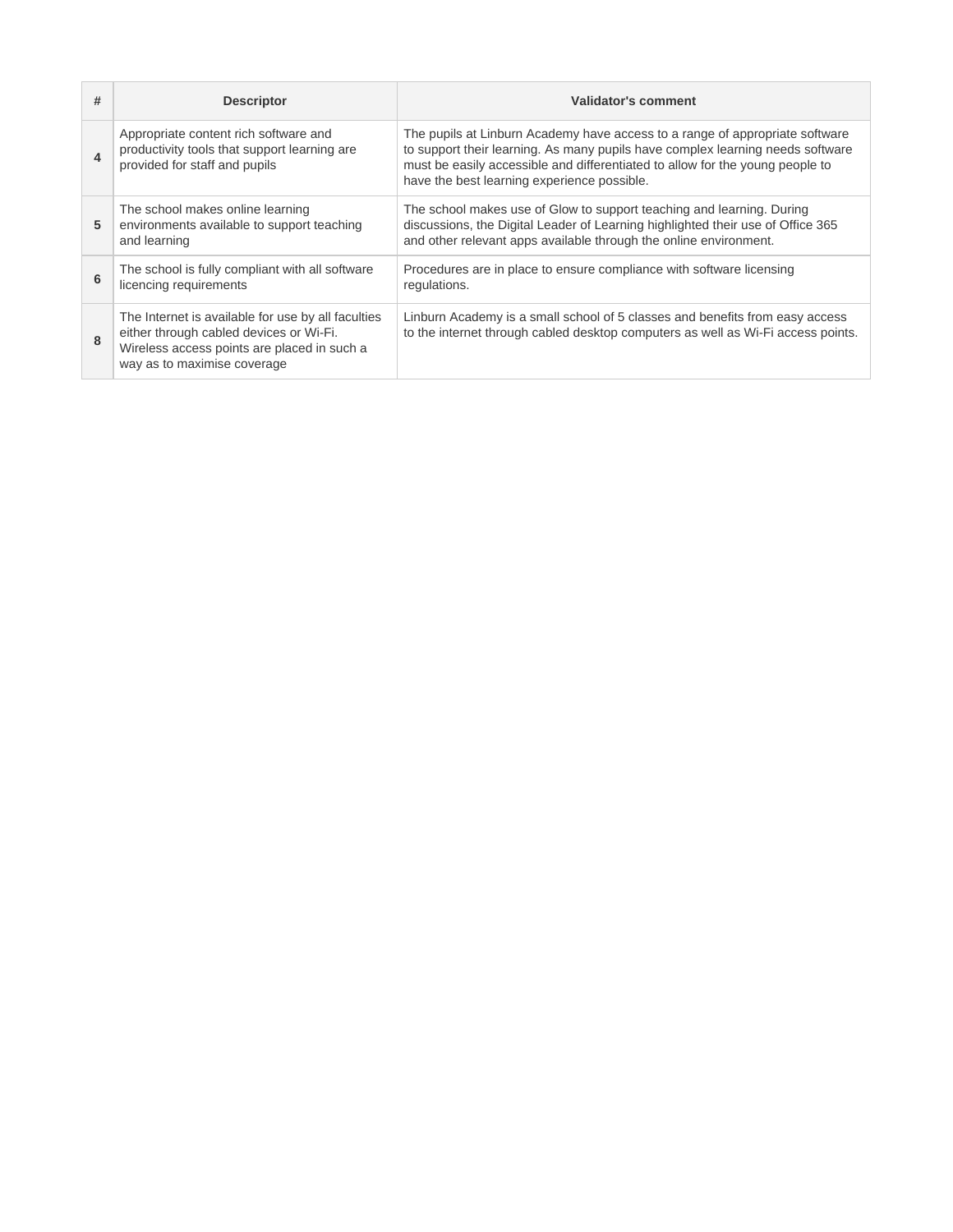| # | Descriptor | Validator's comment |
|---|---|---|
| 4 | Appropriate content rich software and productivity tools that support learning are provided for staff and pupils | The pupils at Linburn Academy have access to a range of appropriate software to support their learning. As many pupils have complex learning needs software must be easily accessible and differentiated to allow for the young people to have the best learning experience possible. |
| 5 | The school makes online learning environments available to support teaching and learning | The school makes use of Glow to support teaching and learning. During discussions, the Digital Leader of Learning highlighted their use of Office 365 and other relevant apps available through the online environment. |
| 6 | The school is fully compliant with all software licencing requirements | Procedures are in place to ensure compliance with software licensing regulations. |
| 8 | The Internet is available for use by all faculties either through cabled devices or Wi-Fi. Wireless access points are placed in such a way as to maximise coverage | Linburn Academy is a small school of 5 classes and benefits from easy access to the internet through cabled desktop computers as well as Wi-Fi access points. |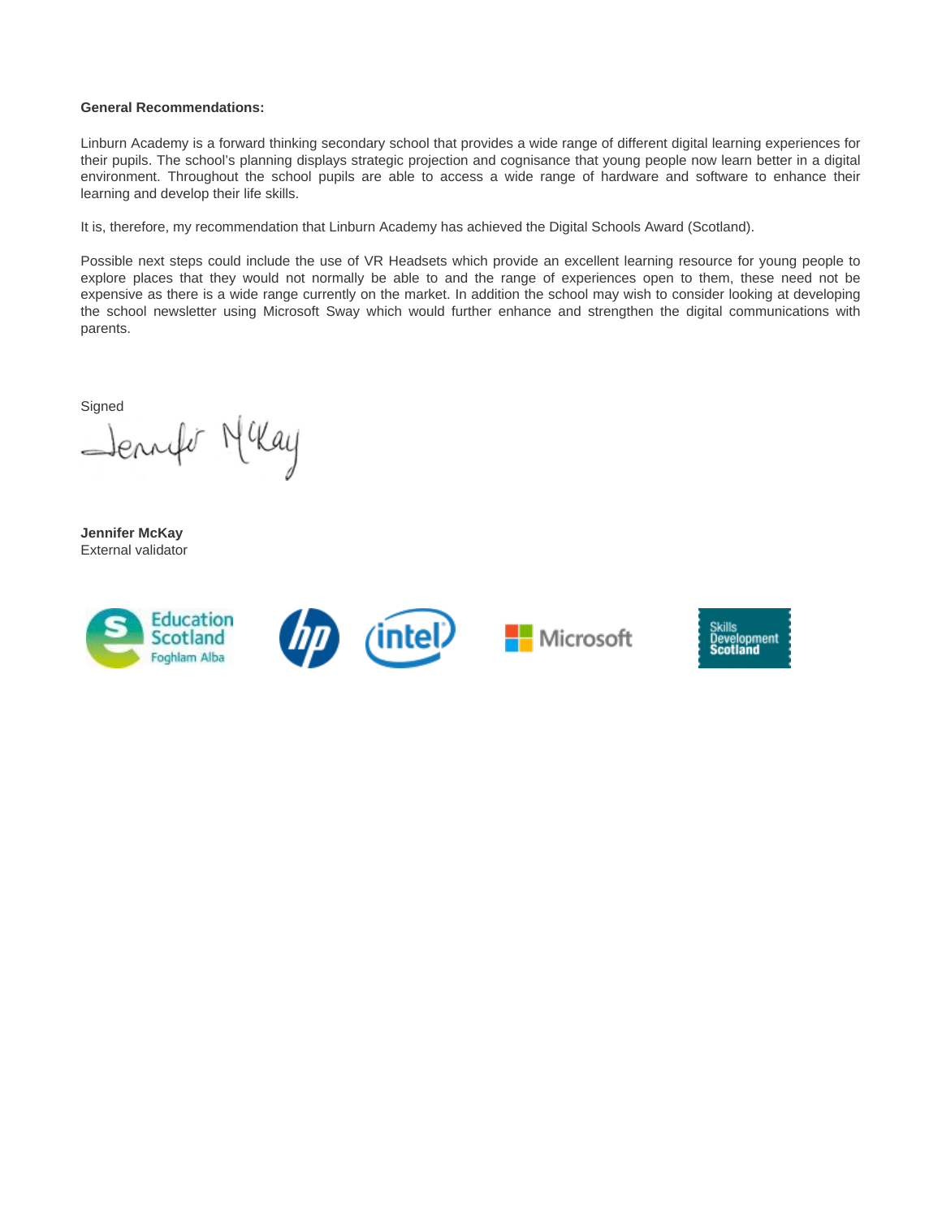**General Recommendations:**

Linburn Academy is a forward thinking secondary school that provides a wide range of different digital learning experiences for their pupils. The school's planning displays strategic projection and cognisance that young people now learn better in a digital environment. Throughout the school pupils are able to access a wide range of hardware and software to enhance their learning and develop their life skills.

It is, therefore, my recommendation that Linburn Academy has achieved the Digital Schools Award (Scotland).

Possible next steps could include the use of VR Headsets which provide an excellent learning resource for young people to explore places that they would not normally be able to and the range of experiences open to them, these need not be expensive as there is a wide range currently on the market. In addition the school may wish to consider looking at developing the school newsletter using Microsoft Sway which would further enhance and strengthen the digital communications with parents.

Signed

Jennifer McKay

**Jennifer McKay**
External validator